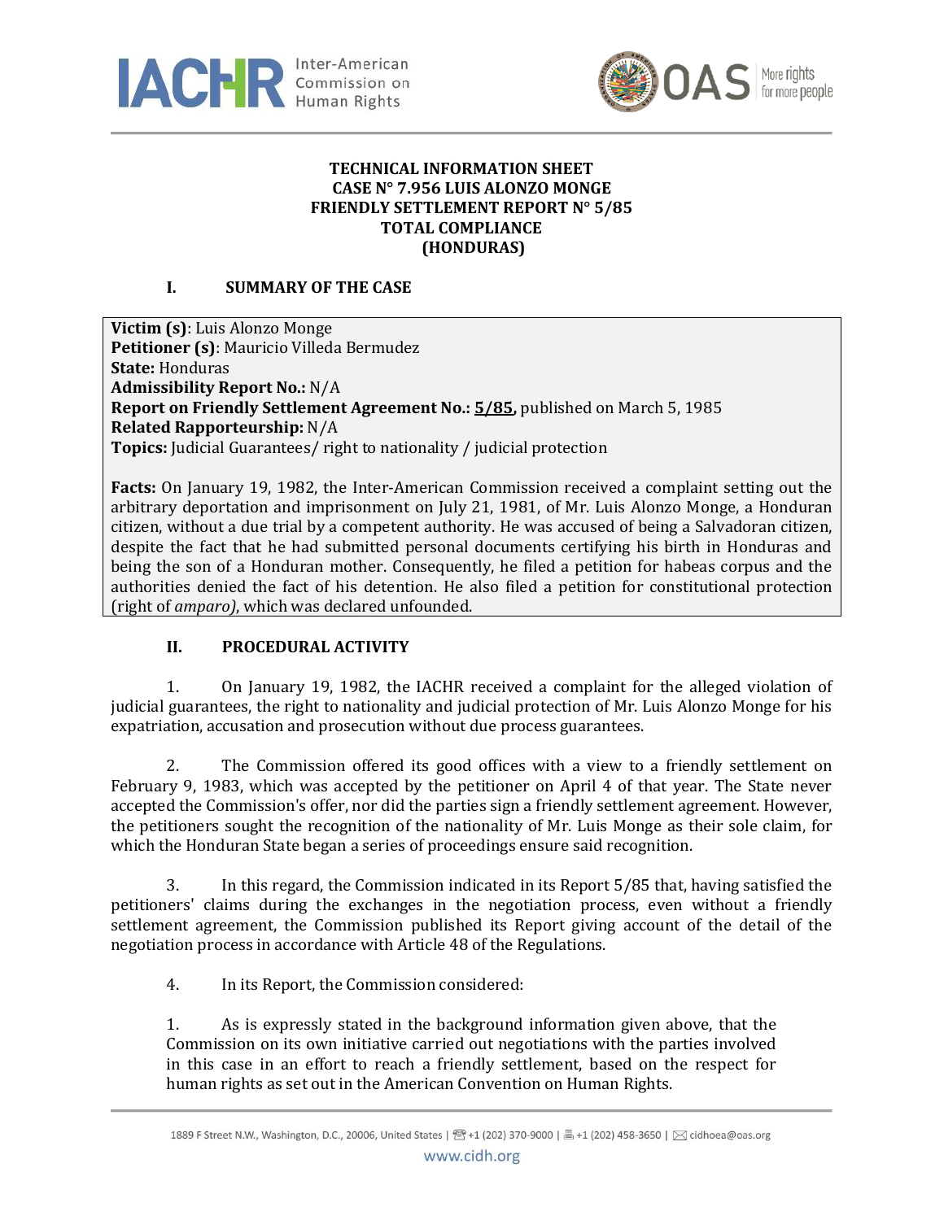**TECHNICAL INFORMATION SHEET**
**CASE N° 7.956 LUIS ALONZO MONGE**
**FRIENDLY SETTLEMENT REPORT N° 5/85**
**TOTAL COMPLIANCE**
**(HONDURAS)**

## I. SUMMARY OF THE CASE

**Victim (s)**: Luis Alonzo Monge
**Petitioner (s)**: Mauricio Villeda Bermudez
**State:** Honduras
**Admissibility Report No.:** N/A
**Report on Friendly Settlement Agreement No.:** **5/85,** published on March 5, 1985
**Related Rapporteurship:** N/A
**Topics:** Judicial Guarantees/ right to nationality / judicial protection

**Facts:** On January 19, 1982, the Inter-American Commission received a complaint setting out the arbitrary deportation and imprisonment on July 21, 1981, of Mr. Luis Alonzo Monge, a Honduran citizen, without a due trial by a competent authority. He was accused of being a Salvadoran citizen, despite the fact that he had submitted personal documents certifying his birth in Honduras and being the son of a Honduran mother. Consequently, he filed a petition for habeas corpus and the authorities denied the fact of his detention. He also filed a petition for constitutional protection (right of *amparo)*, which was declared unfounded.

## II. PROCEDURAL ACTIVITY

1. On January 19, 1982, the IACHR received a complaint for the alleged violation of judicial guarantees, the right to nationality and judicial protection of Mr. Luis Alonzo Monge for his expatriation, accusation and prosecution without due process guarantees.

2. The Commission offered its good offices with a view to a friendly settlement on February 9, 1983, which was accepted by the petitioner on April 4 of that year. The State never accepted the Commission's offer, nor did the parties sign a friendly settlement agreement. However, the petitioners sought the recognition of the nationality of Mr. Luis Monge as their sole claim, for which the Honduran State began a series of proceedings ensure said recognition.

3. In this regard, the Commission indicated in its Report 5/85 that, having satisfied the petitioners' claims during the exchanges in the negotiation process, even without a friendly settlement agreement, the Commission published its Report giving account of the detail of the negotiation process in accordance with Article 48 of the Regulations.

4. In its Report, the Commission considered:

> 1. As is expressly stated in the background information given above, that the Commission on its own initiative carried out negotiations with the parties involved in this case in an effort to reach a friendly settlement, based on the respect for human rights as set out in the American Convention on Human Rights.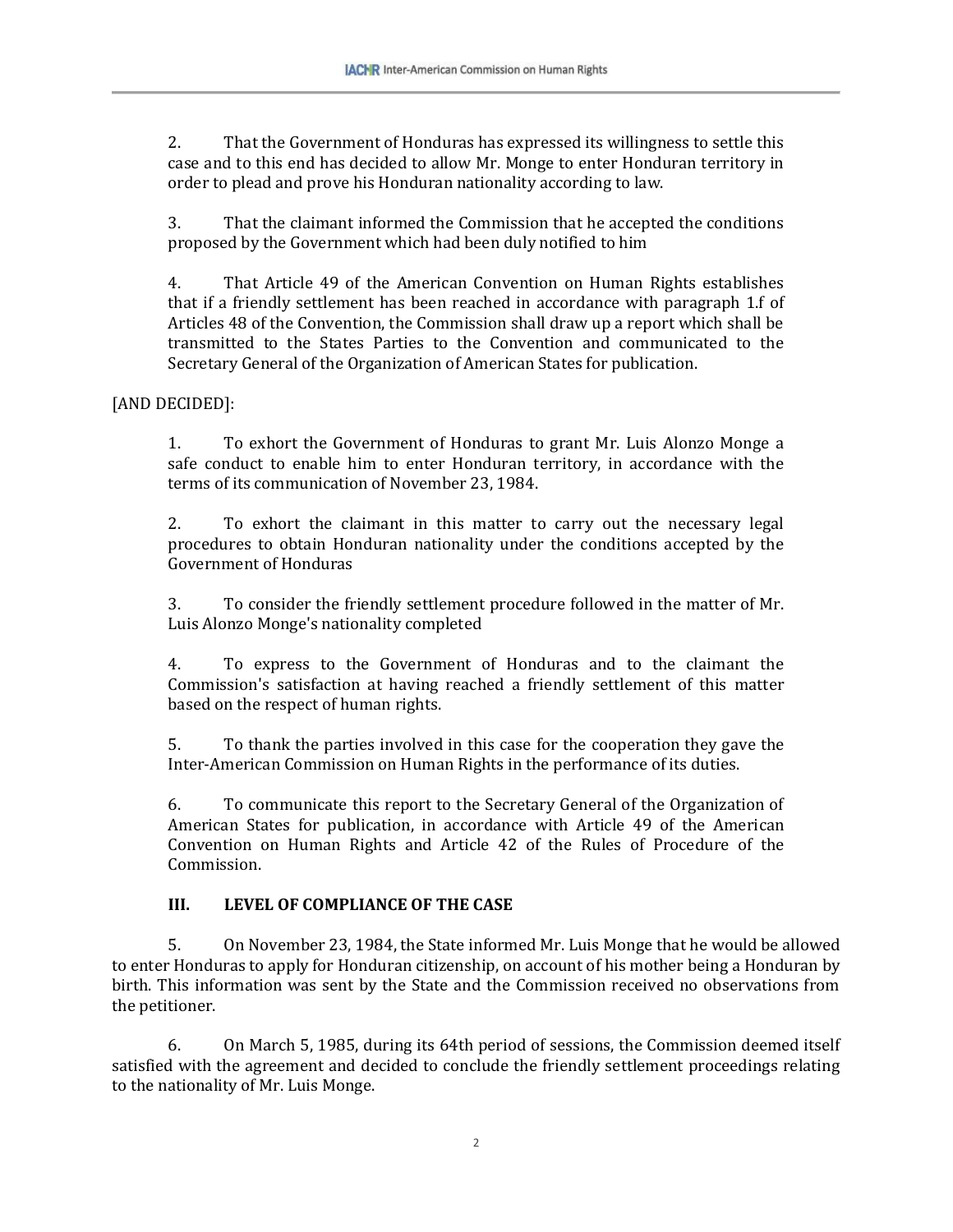2. That the Government of Honduras has expressed its willingness to settle this case and to this end has decided to allow Mr. Monge to enter Honduran territory in order to plead and prove his Honduran nationality according to law.

3. That the claimant informed the Commission that he accepted the conditions proposed by the Government which had been duly notified to him

4. That Article 49 of the American Convention on Human Rights establishes that if a friendly settlement has been reached in accordance with paragraph 1.f of Articles 48 of the Convention, the Commission shall draw up a report which shall be transmitted to the States Parties to the Convention and communicated to the Secretary General of the Organization of American States for publication.

[AND DECIDED]:

1. To exhort the Government of Honduras to grant Mr. Luis Alonzo Monge a safe conduct to enable him to enter Honduran territory, in accordance with the terms of its communication of November 23, 1984.

2. To exhort the claimant in this matter to carry out the necessary legal procedures to obtain Honduran nationality under the conditions accepted by the Government of Honduras

3. To consider the friendly settlement procedure followed in the matter of Mr. Luis Alonzo Monge's nationality completed

4. To express to the Government of Honduras and to the claimant the Commission's satisfaction at having reached a friendly settlement of this matter based on the respect of human rights.

5. To thank the parties involved in this case for the cooperation they gave the Inter-American Commission on Human Rights in the performance of its duties.

6. To communicate this report to the Secretary General of the Organization of American States for publication, in accordance with Article 49 of the American Convention on Human Rights and Article 42 of the Rules of Procedure of the Commission.

## III. LEVEL OF COMPLIANCE OF THE CASE

5. On November 23, 1984, the State informed Mr. Luis Monge that he would be allowed to enter Honduras to apply for Honduran citizenship, on account of his mother being a Honduran by birth. This information was sent by the State and the Commission received no observations from the petitioner.

6. On March 5, 1985, during its 64th period of sessions, the Commission deemed itself satisfied with the agreement and decided to conclude the friendly settlement proceedings relating to the nationality of Mr. Luis Monge.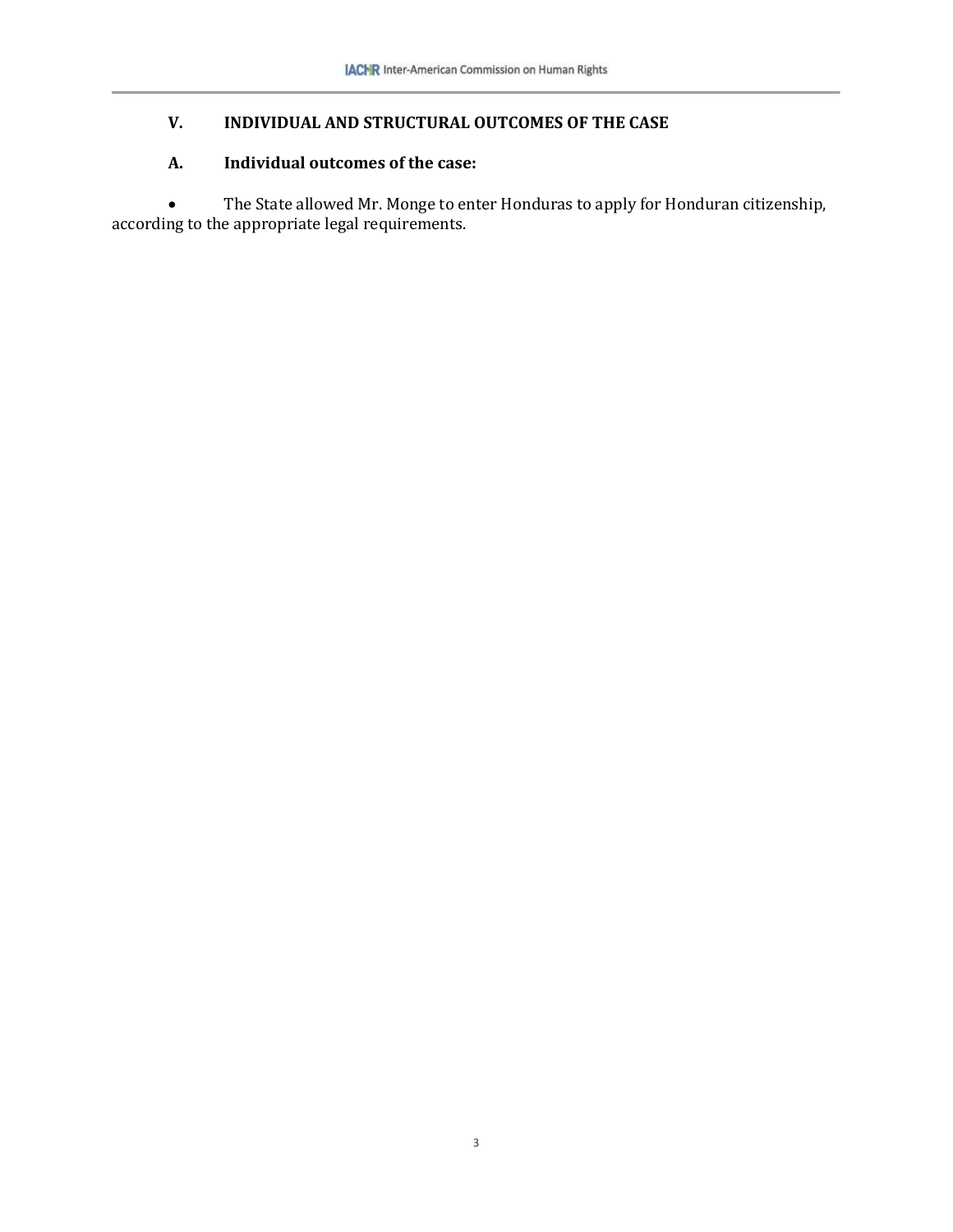## V. INDIVIDUAL AND STRUCTURAL OUTCOMES OF THE CASE

### A. Individual outcomes of the case:

- The State allowed Mr. Monge to enter Honduras to apply for Honduran citizenship, according to the appropriate legal requirements.